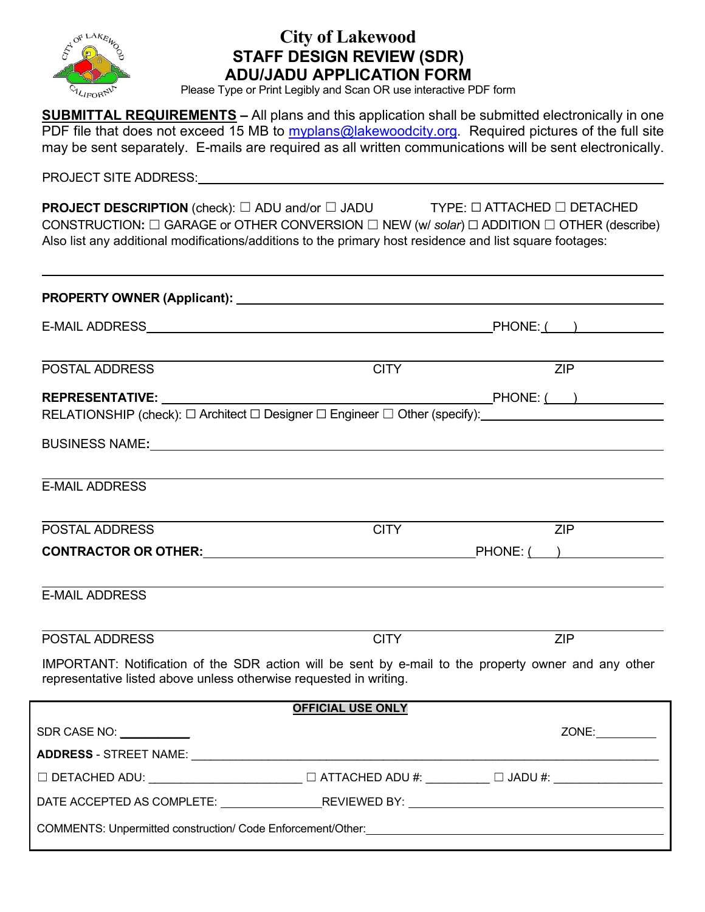# City of Lakewood

## STAFF DESIGN REVIEW (SDR)

## ADU/JADU APPLICATION FORM

Please Type or Print Legibly and Scan OR use interactive PDF form

**SUBMITTAL REQUIREMENTS** – All plans and this application shall be submitted electronically in one PDF file that does not exceed 15 MB to myplans@lakewoodcity.org. Required pictures of the full site may be sent separately. E-mails are required as all written communications will be sent electronically.

PROJECT SITE ADDRESS: ____________________

**PROJECT DESCRIPTION** (check): ☐ ADU and/or ☐ JADU TYPE: ☐ ATTACHED ☐ DETACHED

CONSTRUCTION**:** ☐ GARAGE or OTHER CONVERSION ☐ NEW (w/ *solar*) ☐ ADDITION ☐ OTHER (describe)

Also list any additional modifications/additions to the primary host residence and list square footages:

____________________

**PROPERTY OWNER (Applicant):** ____________________

E-MAIL ADDRESS ____________________ PHONE: ( )

____________________

POSTAL ADDRESS CITY ZIP

**REPRESENTATIVE:** ____________________ PHONE: ( )

RELATIONSHIP (check): ☐ Architect ☐ Designer ☐ Engineer ☐ Other (specify): ____________________

BUSINESS NAME**:** ____________________

____________________

E-MAIL ADDRESS

____________________

POSTAL ADDRESS CITY ZIP

**CONTRACTOR OR OTHER:** ____________________ PHONE: ( )

____________________

E-MAIL ADDRESS

____________________

POSTAL ADDRESS CITY ZIP

IMPORTANT: Notification of the SDR action will be sent by e-mail to the property owner and any other representative listed above unless otherwise requested in writing.

**OFFICIAL USE ONLY**

SDR CASE NO: ____________ ZONE: ____________

**ADDRESS** - STREET NAME: ____________________

☐ DETACHED ADU: ____________ ☐ ATTACHED ADU #: ____________ ☐ JADU #: ____________

DATE ACCEPTED AS COMPLETE: ____________ REVIEWED BY: ____________________

COMMENTS: Unpermitted construction/ Code Enforcement/Other: ____________________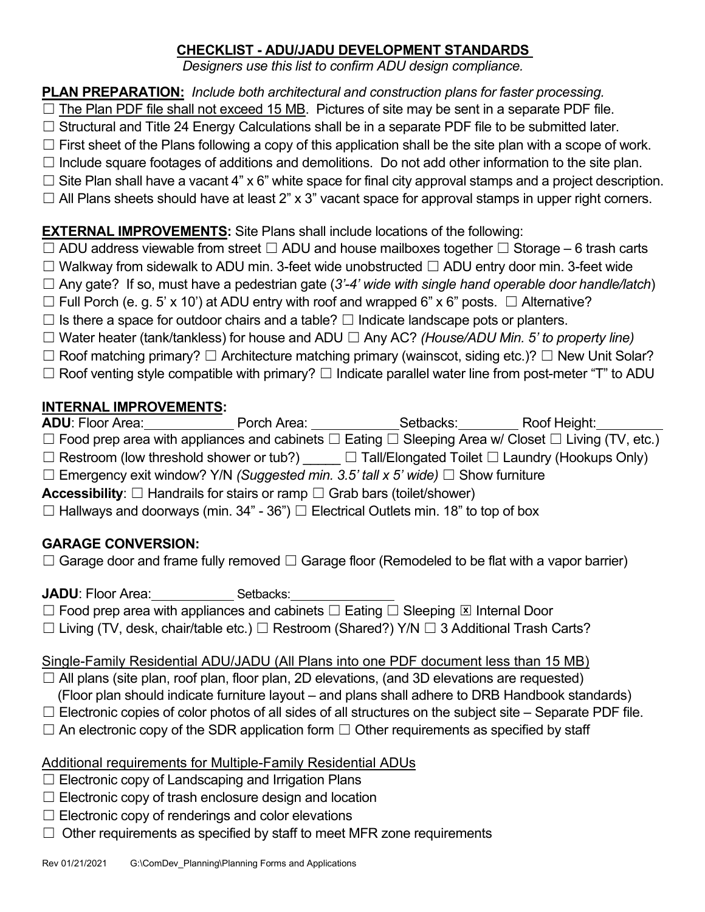## CHECKLIST - ADU/JADU DEVELOPMENT STANDARDS

*Designers use this list to confirm ADU design compliance.*

**PLAN PREPARATION:** *Include both architectural and construction plans for faster processing.*

☐ The Plan PDF file shall not exceed 15 MB. Pictures of site may be sent in a separate PDF file.
☐ Structural and Title 24 Energy Calculations shall be in a separate PDF file to be submitted later.
☐ First sheet of the Plans following a copy of this application shall be the site plan with a scope of work.
☐ Include square footages of additions and demolitions. Do not add other information to the site plan.
☐ Site Plan shall have a vacant 4" x 6" white space for final city approval stamps and a project description.
☐ All Plans sheets should have at least 2" x 3" vacant space for approval stamps in upper right corners.

**EXTERNAL IMPROVEMENTS:** Site Plans shall include locations of the following:

☐ ADU address viewable from street ☐ ADU and house mailboxes together ☐ Storage – 6 trash carts
☐ Walkway from sidewalk to ADU min. 3-feet wide unobstructed ☐ ADU entry door min. 3-feet wide
☐ Any gate? If so, must have a pedestrian gate (*3'-4' wide with single hand operable door handle/latch*)
☐ Full Porch (e. g. 5' x 10') at ADU entry with roof and wrapped 6" x 6" posts. ☐ Alternative?
☐ Is there a space for outdoor chairs and a table? ☐ Indicate landscape pots or planters.
☐ Water heater (tank/tankless) for house and ADU ☐ Any AC? *(House/ADU Min. 5' to property line)*
☐ Roof matching primary? ☐ Architecture matching primary (wainscot, siding etc.)? ☐ New Unit Solar?
☐ Roof venting style compatible with primary? ☐ Indicate parallel water line from post-meter "T" to ADU

**INTERNAL IMPROVEMENTS:**

**ADU**: Floor Area:__________ Porch Area: __________ Setbacks:________ Roof Height:________

☐ Food prep area with appliances and cabinets ☐ Eating ☐ Sleeping Area w/ Closet ☐ Living (TV, etc.)
☐ Restroom (low threshold shower or tub?) _____ ☐ Tall/Elongated Toilet ☐ Laundry (Hookups Only)
☐ Emergency exit window? Y/N *(Suggested min. 3.5' tall x 5' wide)* ☐ Show furniture

**Accessibility**: ☐ Handrails for stairs or ramp ☐ Grab bars (toilet/shower)
☐ Hallways and doorways (min. 34" - 36") ☐ Electrical Outlets min. 18" to top of box

**GARAGE CONVERSION:**

☐ Garage door and frame fully removed ☐ Garage floor (Remodeled to be flat with a vapor barrier)

**JADU**: Floor Area:__________ Setbacks:____________

☐ Food prep area with appliances and cabinets ☐ Eating ☐ Sleeping ☒ Internal Door
☐ Living (TV, desk, chair/table etc.) ☐ Restroom (Shared?) Y/N ☐ 3 Additional Trash Carts?

Single-Family Residential ADU/JADU (All Plans into one PDF document less than 15 MB)

☐ All plans (site plan, roof plan, floor plan, 2D elevations, (and 3D elevations are requested)
(Floor plan should indicate furniture layout – and plans shall adhere to DRB Handbook standards)
☐ Electronic copies of color photos of all sides of all structures on the subject site – Separate PDF file.
☐ An electronic copy of the SDR application form ☐ Other requirements as specified by staff

Additional requirements for Multiple-Family Residential ADUs

☐ Electronic copy of Landscaping and Irrigation Plans
☐ Electronic copy of trash enclosure design and location
☐ Electronic copy of renderings and color elevations
☐ Other requirements as specified by staff to meet MFR zone requirements

Rev 01/21/2021 G:\ComDev_Planning\Planning Forms and Applications